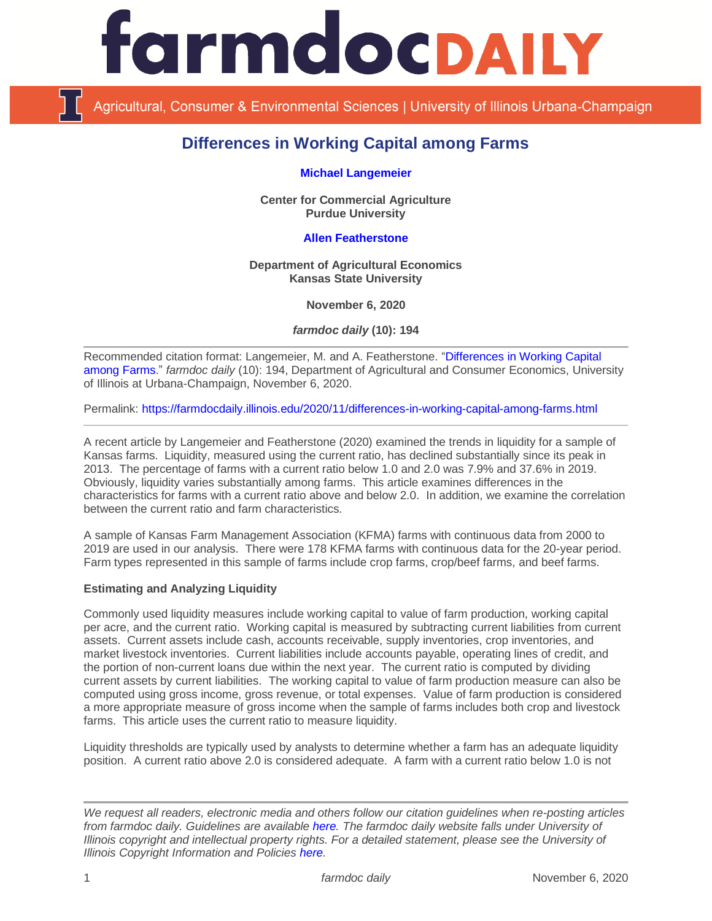# Differences in Working Capital among Farms

**Michael Langemeier**

**Center for Commercial Agriculture**
**Purdue University**

**Allen Featherstone**

**Department of Agricultural Economics**
**Kansas State University**

**November 6, 2020**

***farmdoc daily*** **(10): 194**

Recommended citation format: Langemeier, M. and A. Featherstone. "Differences in Working Capital among Farms." *farmdoc daily* (10): 194, Department of Agricultural and Consumer Economics, University of Illinois at Urbana-Champaign, November 6, 2020.

Permalink: https://farmdocdaily.illinois.edu/2020/11/differences-in-working-capital-among-farms.html

---

A recent article by Langemeier and Featherstone (2020) examined the trends in liquidity for a sample of Kansas farms. Liquidity, measured using the current ratio, has declined substantially since its peak in 2013. The percentage of farms with a current ratio below 1.0 and 2.0 was 7.9% and 37.6% in 2019. Obviously, liquidity varies substantially among farms. This article examines differences in the characteristics for farms with a current ratio above and below 2.0. In addition, we examine the correlation between the current ratio and farm characteristics.

A sample of Kansas Farm Management Association (KFMA) farms with continuous data from 2000 to 2019 are used in our analysis. There were 178 KFMA farms with continuous data for the 20-year period. Farm types represented in this sample of farms include crop farms, crop/beef farms, and beef farms.

**Estimating and Analyzing Liquidity**

Commonly used liquidity measures include working capital to value of farm production, working capital per acre, and the current ratio. Working capital is measured by subtracting current liabilities from current assets. Current assets include cash, accounts receivable, supply inventories, crop inventories, and market livestock inventories. Current liabilities include accounts payable, operating lines of credit, and the portion of non-current loans due within the next year. The current ratio is computed by dividing current assets by current liabilities. The working capital to value of farm production measure can also be computed using gross income, gross revenue, or total expenses. Value of farm production is considered a more appropriate measure of gross income when the sample of farms includes both crop and livestock farms. This article uses the current ratio to measure liquidity.

Liquidity thresholds are typically used by analysts to determine whether a farm has an adequate liquidity position. A current ratio above 2.0 is considered adequate. A farm with a current ratio below 1.0 is not

---

*We request all readers, electronic media and others follow our citation guidelines when re-posting articles from farmdoc daily. Guidelines are available here. The farmdoc daily website falls under University of Illinois copyright and intellectual property rights. For a detailed statement, please see the University of Illinois Copyright Information and Policies here.*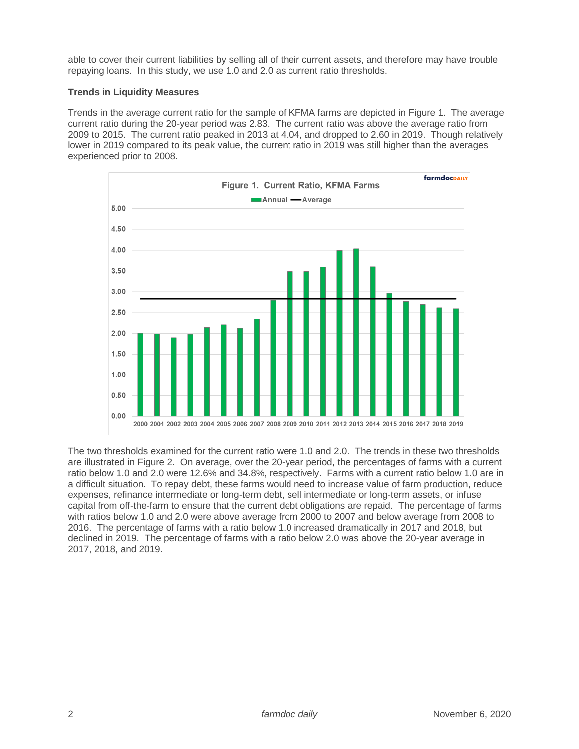able to cover their current liabilities by selling all of their current assets, and therefore may have trouble repaying loans. In this study, we use 1.0 and 2.0 as current ratio thresholds.

**Trends in Liquidity Measures**

Trends in the average current ratio for the sample of KFMA farms are depicted in Figure 1. The average current ratio during the 20-year period was 2.83. The current ratio was above the average ratio from 2009 to 2015. The current ratio peaked in 2013 at 4.04, and dropped to 2.60 in 2019. Though relatively lower in 2019 compared to its peak value, the current ratio in 2019 was still higher than the averages experienced prior to 2008.

Figure 1. Current Ratio, KFMA Farms

The two thresholds examined for the current ratio were 1.0 and 2.0. The trends in these two thresholds are illustrated in Figure 2. On average, over the 20-year period, the percentages of farms with a current ratio below 1.0 and 2.0 were 12.6% and 34.8%, respectively. Farms with a current ratio below 1.0 are in a difficult situation. To repay debt, these farms would need to increase value of farm production, reduce expenses, refinance intermediate or long-term debt, sell intermediate or long-term assets, or infuse capital from off-the-farm to ensure that the current debt obligations are repaid. The percentage of farms with ratios below 1.0 and 2.0 were above average from 2000 to 2007 and below average from 2008 to 2016. The percentage of farms with a ratio below 1.0 increased dramatically in 2017 and 2018, but declined in 2019. The percentage of farms with a ratio below 2.0 was above the 20-year average in 2017, 2018, and 2019.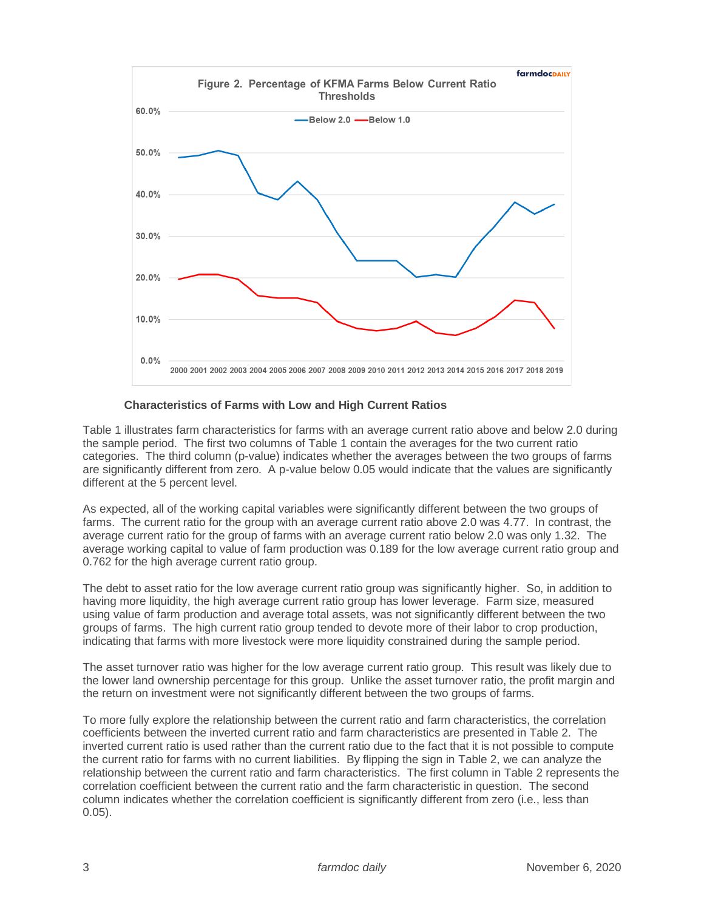Figure 2. Percentage of KFMA Farms Below Current Ratio Thresholds

### Characteristics of Farms with Low and High Current Ratios

Table 1 illustrates farm characteristics for farms with an average current ratio above and below 2.0 during the sample period. The first two columns of Table 1 contain the averages for the two current ratio categories. The third column (p-value) indicates whether the averages between the two groups of farms are significantly different from zero. A p-value below 0.05 would indicate that the values are significantly different at the 5 percent level.

As expected, all of the working capital variables were significantly different between the two groups of farms. The current ratio for the group with an average current ratio above 2.0 was 4.77. In contrast, the average current ratio for the group of farms with an average current ratio below 2.0 was only 1.32. The average working capital to value of farm production was 0.189 for the low average current ratio group and 0.762 for the high average current ratio group.

The debt to asset ratio for the low average current ratio group was significantly higher. So, in addition to having more liquidity, the high average current ratio group has lower leverage. Farm size, measured using value of farm production and average total assets, was not significantly different between the two groups of farms. The high current ratio group tended to devote more of their labor to crop production, indicating that farms with more livestock were more liquidity constrained during the sample period.

The asset turnover ratio was higher for the low average current ratio group. This result was likely due to the lower land ownership percentage for this group. Unlike the asset turnover ratio, the profit margin and the return on investment were not significantly different between the two groups of farms.

To more fully explore the relationship between the current ratio and farm characteristics, the correlation coefficients between the inverted current ratio and farm characteristics are presented in Table 2. The inverted current ratio is used rather than the current ratio due to the fact that it is not possible to compute the current ratio for farms with no current liabilities. By flipping the sign in Table 2, we can analyze the relationship between the current ratio and farm characteristics. The first column in Table 2 represents the correlation coefficient between the current ratio and the farm characteristic in question. The second column indicates whether the correlation coefficient is significantly different from zero (i.e., less than 0.05).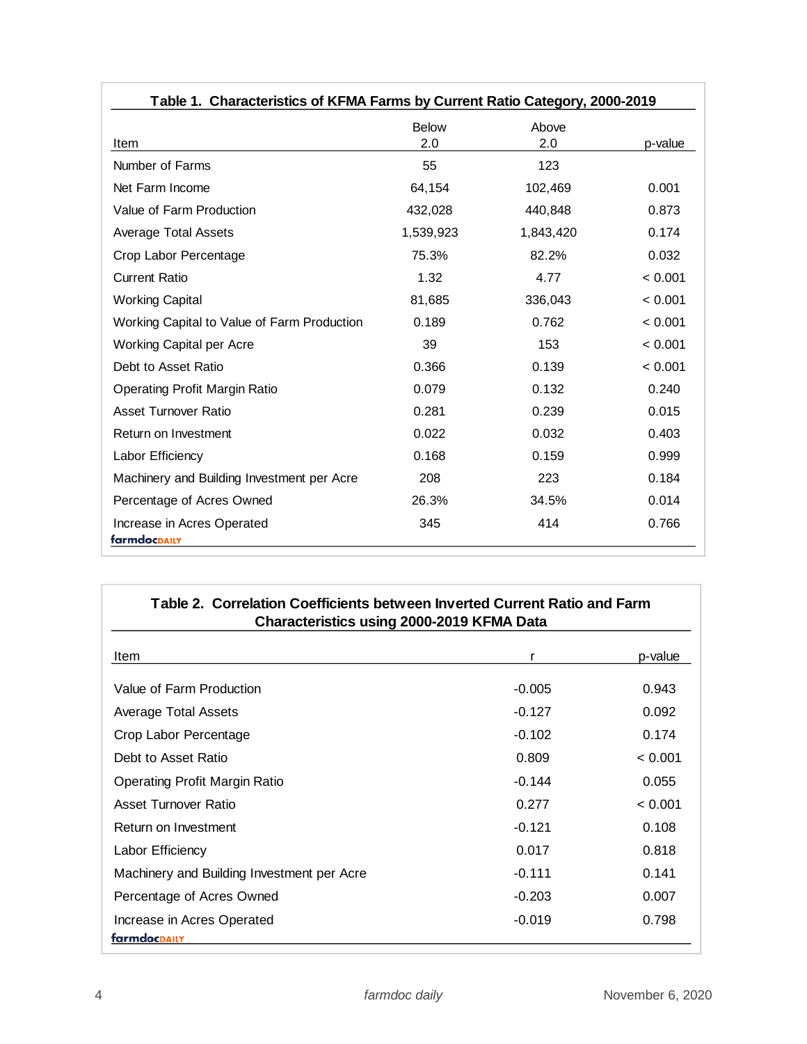**Table 1. Characteristics of KFMA Farms by Current Ratio Category, 2000-2019**

| Item | Below 2.0 | Above 2.0 | p-value |
|---|---|---|---|
| Number of Farms | 55 | 123 | |
| Net Farm Income | 64,154 | 102,469 | 0.001 |
| Value of Farm Production | 432,028 | 440,848 | 0.873 |
| Average Total Assets | 1,539,923 | 1,843,420 | 0.174 |
| Crop Labor Percentage | 75.3% | 82.2% | 0.032 |
| Current Ratio | 1.32 | 4.77 | < 0.001 |
| Working Capital | 81,685 | 336,043 | < 0.001 |
| Working Capital to Value of Farm Production | 0.189 | 0.762 | < 0.001 |
| Working Capital per Acre | 39 | 153 | < 0.001 |
| Debt to Asset Ratio | 0.366 | 0.139 | < 0.001 |
| Operating Profit Margin Ratio | 0.079 | 0.132 | 0.240 |
| Asset Turnover Ratio | 0.281 | 0.239 | 0.015 |
| Return on Investment | 0.022 | 0.032 | 0.403 |
| Labor Efficiency | 0.168 | 0.159 | 0.999 |
| Machinery and Building Investment per Acre | 208 | 223 | 0.184 |
| Percentage of Acres Owned | 26.3% | 34.5% | 0.014 |
| Increase in Acres Operated | 345 | 414 | 0.766 |

farmdocDAILY

**Table 2. Correlation Coefficients between Inverted Current Ratio and Farm Characteristics using 2000-2019 KFMA Data**

| Item | r | p-value |
|---|---|---|
| Value of Farm Production | -0.005 | 0.943 |
| Average Total Assets | -0.127 | 0.092 |
| Crop Labor Percentage | -0.102 | 0.174 |
| Debt to Asset Ratio | 0.809 | < 0.001 |
| Operating Profit Margin Ratio | -0.144 | 0.055 |
| Asset Turnover Ratio | 0.277 | < 0.001 |
| Return on Investment | -0.121 | 0.108 |
| Labor Efficiency | 0.017 | 0.818 |
| Machinery and Building Investment per Acre | -0.111 | 0.141 |
| Percentage of Acres Owned | -0.203 | 0.007 |
| Increase in Acres Operated | -0.019 | 0.798 |

farmdocDAILY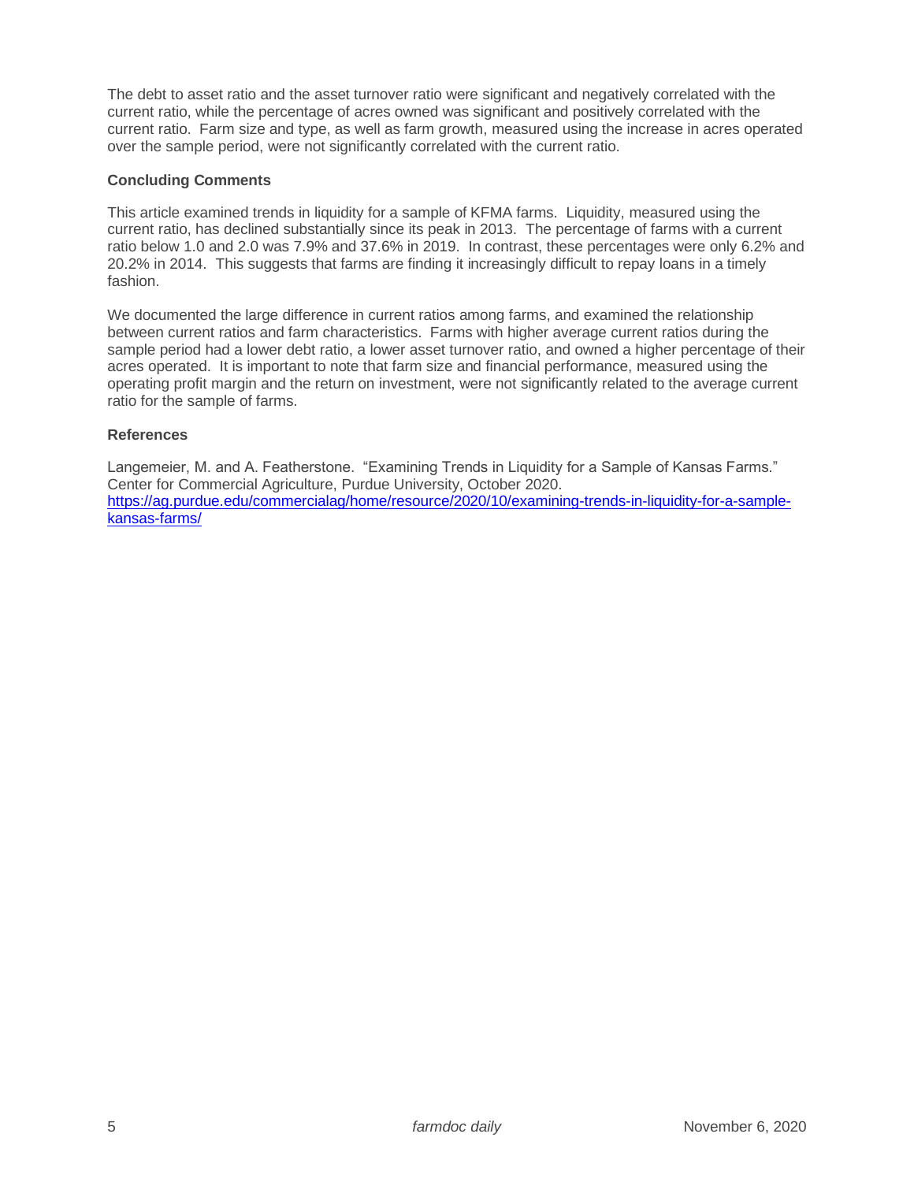The debt to asset ratio and the asset turnover ratio were significant and negatively correlated with the current ratio, while the percentage of acres owned was significant and positively correlated with the current ratio. Farm size and type, as well as farm growth, measured using the increase in acres operated over the sample period, were not significantly correlated with the current ratio.

### Concluding Comments

This article examined trends in liquidity for a sample of KFMA farms. Liquidity, measured using the current ratio, has declined substantially since its peak in 2013. The percentage of farms with a current ratio below 1.0 and 2.0 was 7.9% and 37.6% in 2019. In contrast, these percentages were only 6.2% and 20.2% in 2014. This suggests that farms are finding it increasingly difficult to repay loans in a timely fashion.

We documented the large difference in current ratios among farms, and examined the relationship between current ratios and farm characteristics. Farms with higher average current ratios during the sample period had a lower debt ratio, a lower asset turnover ratio, and owned a higher percentage of their acres operated. It is important to note that farm size and financial performance, measured using the operating profit margin and the return on investment, were not significantly related to the average current ratio for the sample of farms.

### References

Langemeier, M. and A. Featherstone. "Examining Trends in Liquidity for a Sample of Kansas Farms." Center for Commercial Agriculture, Purdue University, October 2020. [https://ag.purdue.edu/commercialag/home/resource/2020/10/examining-trends-in-liquidity-for-a-sample-kansas-farms/](https://ag.purdue.edu/commercialag/home/resource/2020/10/examining-trends-in-liquidity-for-a-sample-kansas-farms/)